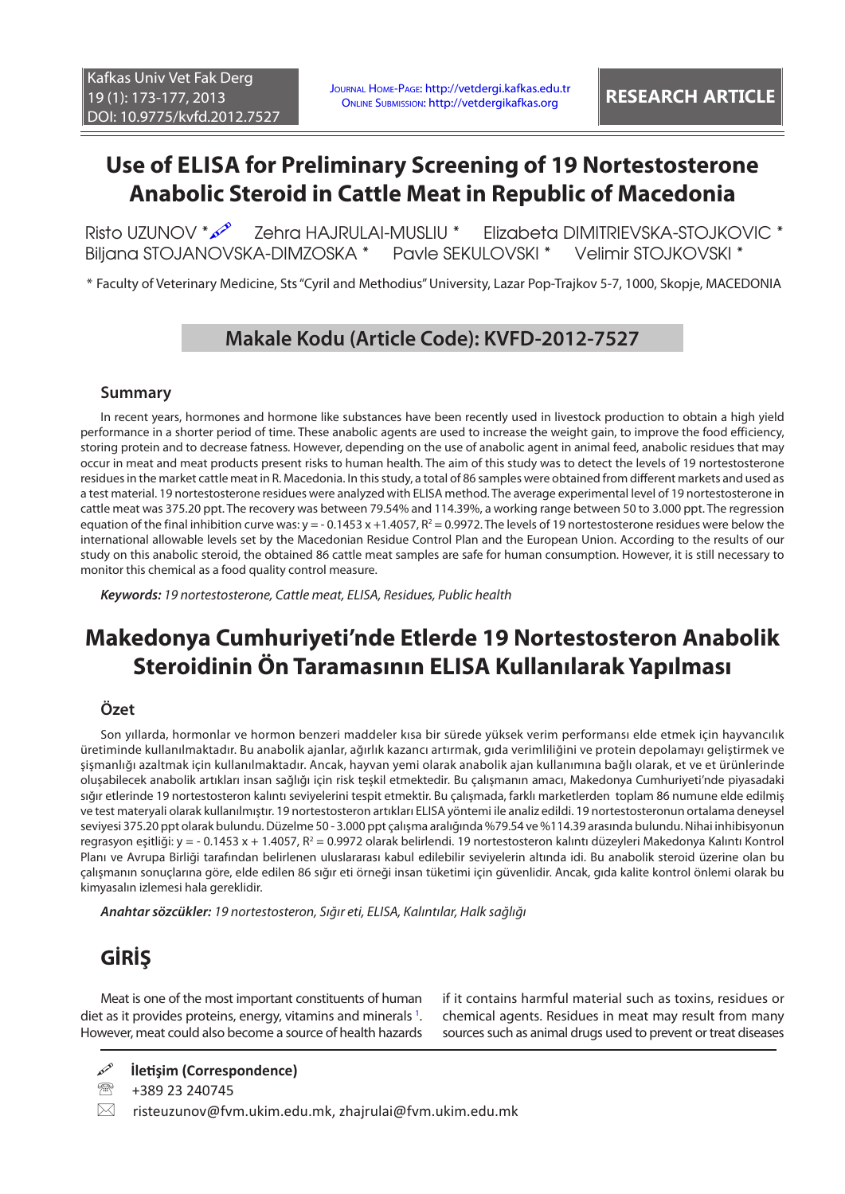RESEARCH ARTICLE

Journal Home-Page: http://vetdergi.kafkas.edu.tr
Online Submission: http://vetdergikafkas.org

# Use of ELISA for Preliminary Screening of 19 Nortestosterone Anabolic Steroid in Cattle Meat in Republic of Macedonia

Risto UZUNOV * Zehra HAJRULAI-MUSLIU * Elizabeta DIMITRIEVSKA-STOJKOVIC * Biljana STOJANOVSKA-DIMZOSKA * Pavle SEKULOVSKI * Velimir STOJKOVSKI *

\* Faculty of Veterinary Medicine, Sts "Cyril and Methodius" University, Lazar Pop-Trajkov 5-7, 1000, Skopje, MACEDONIA

**Makale Kodu (Article Code): KVFD-2012-7527**

## Summary

In recent years, hormones and hormone like substances have been recently used in livestock production to obtain a high yield performance in a shorter period of time. These anabolic agents are used to increase the weight gain, to improve the food efficiency, storing protein and to decrease fatness. However, depending on the use of anabolic agent in animal feed, anabolic residues that may occur in meat and meat products present risks to human health. The aim of this study was to detect the levels of 19 nortestosterone residues in the market cattle meat in R. Macedonia. In this study, a total of 86 samples were obtained from different markets and used as a test material. 19 nortestosterone residues were analyzed with ELISA method. The average experimental level of 19 nortestosterone in cattle meat was 375.20 ppt. The recovery was between 79.54% and 114.39%, a working range between 50 to 3.000 ppt. The regression equation of the final inhibition curve was: $y = -0.1453x + 1.4057$, $R^2 = 0.9972$. The levels of 19 nortestosterone residues were below the international allowable levels set by the Macedonian Residue Control Plan and the European Union. According to the results of our study on this anabolic steroid, the obtained 86 cattle meat samples are safe for human consumption. However, it is still necessary to monitor this chemical as a food quality control measure.

***Keywords:*** *19 nortestosterone, Cattle meat, ELISA, Residues, Public health*

# Makedonya Cumhuriyeti'nde Etlerde 19 Nortestosteron Anabolik Steroidinin Ön Taramasının ELISA Kullanılarak Yapılması

## Özet

Son yıllarda, hormonlar ve hormon benzeri maddeler kısa bir sürede yüksek verim performansı elde etmek için hayvancılık üretiminde kullanılmaktadır. Bu anabolik ajanlar, ağırlık kazancı artırmak, gıda verimliliğini ve protein depolamayı geliştirmek ve şişmanlığı azaltmak için kullanılmaktadır. Ancak, hayvan yemi olarak anabolik ajan kullanımına bağlı olarak, et ve et ürünlerinde oluşabilecek anabolik artıkları insan sağlığı için risk teşkil etmektedir. Bu çalışmanın amacı, Makedonya Cumhuriyeti'nde piyasadaki sığır etlerinde 19 nortestosteron kalıntı seviyelerini tespit etmektir. Bu çalışmada, farklı marketlerden toplam 86 numune elde edilmiş ve test materyali olarak kullanılmıştır. 19 nortestosteron artıkları ELISA yöntemi ile analiz edildi. 19 nortestosteronun ortalama deneysel seviyesi 375.20 ppt olarak bulundu. Düzelme 50 - 3.000 ppt çalışma aralığında %79.54 ve %114.39 arasında bulundu. Nihai inhibisyonun regrasyon eşitliği: $y = -0.1453x + 1.4057$, $R^2 = 0.9972$ olarak belirlendi. 19 nortestosteron kalıntı düzeyleri Makedonya Kalıntı Kontrol Planı ve Avrupa Birliği tarafından belirlenen uluslararası kabul edilebilir seviyelerin altında idi. Bu anabolik steroid üzerine olan bu çalışmanın sonuçlarına göre, elde edilen 86 sığır eti örneği insan tüketimi için güvenlidir. Ancak, gıda kalite kontrol önlemi olarak bu kimyasalın izlemesi hala gereklidir.

***Anahtar sözcükler:*** *19 nortestosteron, Sığır eti, ELISA, Kalıntılar, Halk sağlığı*

# GİRİŞ

Meat is one of the most important constituents of human diet as it provides proteins, energy, vitamins and minerals [1]. However, meat could also become a source of health hazards if it contains harmful material such as toxins, residues or chemical agents. Residues in meat may result from many sources such as animal drugs used to prevent or treat diseases

**İletişim (Correspondence)**

+389 23 240745

risteuzunov@fvm.ukim.edu.mk, zhajrulai@fvm.ukim.edu.mk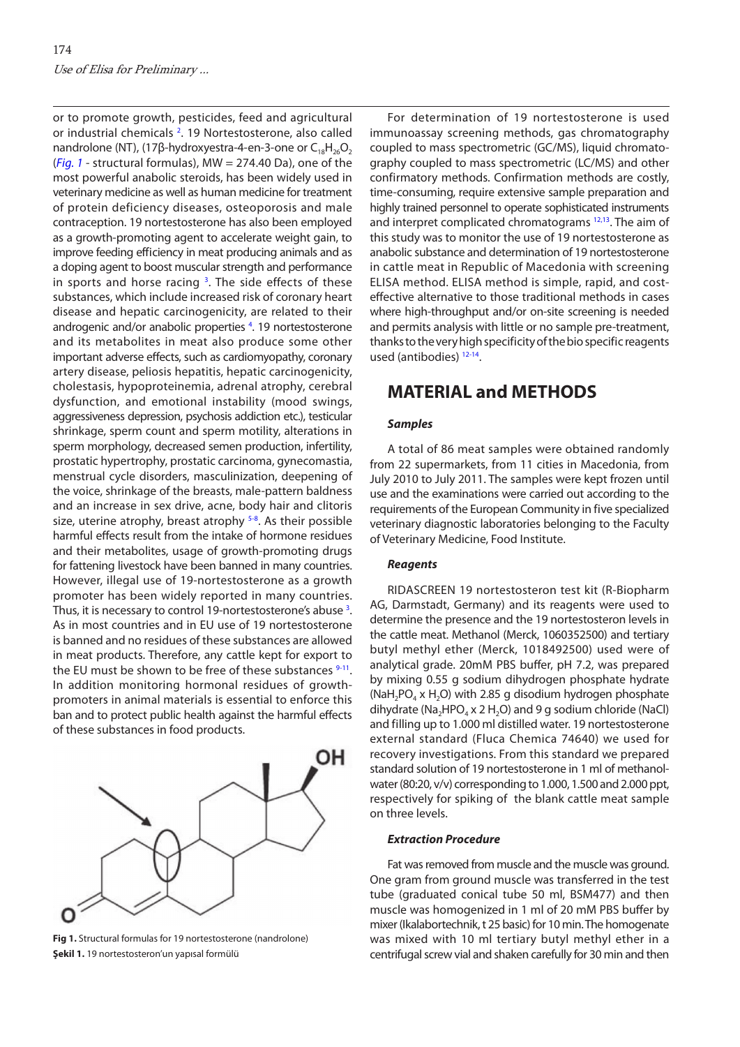or to promote growth, pesticides, feed and agricultural or industrial chemicals [2]. 19 Nortestosterone, also called nandrolone (NT), (17β-hydroxyestra-4-en-3-one or $C_{18}H_{26}O_2$ (*Fig. 1* - structural formulas), MW = 274.40 Da), one of the most powerful anabolic steroids, has been widely used in veterinary medicine as well as human medicine for treatment of protein deficiency diseases, osteoporosis and male contraception. 19 nortestosterone has also been employed as a growth-promoting agent to accelerate weight gain, to improve feeding efficiency in meat producing animals and as a doping agent to boost muscular strength and performance in sports and horse racing [3]. The side effects of these substances, which include increased risk of coronary heart disease and hepatic carcinogenicity, are related to their androgenic and/or anabolic properties [4]. 19 nortestosterone and its metabolites in meat also produce some other important adverse effects, such as cardiomyopathy, coronary artery disease, peliosis hepatitis, hepatic carcinogenicity, cholestasis, hypoproteinemia, adrenal atrophy, cerebral dysfunction, and emotional instability (mood swings, aggressiveness depression, psychosis addiction etc.), testicular shrinkage, sperm count and sperm motility, alterations in sperm morphology, decreased semen production, infertility, prostatic hypertrophy, prostatic carcinoma, gynecomastia, menstrual cycle disorders, masculinization, deepening of the voice, shrinkage of the breasts, male-pattern baldness and an increase in sex drive, acne, body hair and clitoris size, uterine atrophy, breast atrophy [5-8]. As their possible harmful effects result from the intake of hormone residues and their metabolites, usage of growth-promoting drugs for fattening livestock have been banned in many countries. However, illegal use of 19-nortestosterone as a growth promoter has been widely reported in many countries. Thus, it is necessary to control 19-nortestosterone's abuse [3]. As in most countries and in EU use of 19 nortestosterone is banned and no residues of these substances are allowed in meat products. Therefore, any cattle kept for export to the EU must be shown to be free of these substances [9-11]. In addition monitoring hormonal residues of growth-promoters in animal materials is essential to enforce this ban and to protect public health against the harmful effects of these substances in food products.

**Fig 1.** Structural formulas for 19 nortestosterone (nandrolone)
**Şekil 1.** 19 nortestosteron'un yapısal formülü

For determination of 19 nortestosterone is used immunoassay screening methods, gas chromatography coupled to mass spectrometric (GC/MS), liquid chromatography coupled to mass spectrometric (LC/MS) and other confirmatory methods. Confirmation methods are costly, time-consuming, require extensive sample preparation and highly trained personnel to operate sophisticated instruments and interpret complicated chromatograms [12,13]. The aim of this study was to monitor the use of 19 nortestosterone as anabolic substance and determination of 19 nortestosterone in cattle meat in Republic of Macedonia with screening ELISA method. ELISA method is simple, rapid, and cost-effective alternative to those traditional methods in cases where high-throughput and/or on-site screening is needed and permits analysis with little or no sample pre-treatment, thanks to the very high specificity of the bio specific reagents used (antibodies) [12-14].

## MATERIAL and METHODS

### *Samples*

A total of 86 meat samples were obtained randomly from 22 supermarkets, from 11 cities in Macedonia, from July 2010 to July 2011. The samples were kept frozen until use and the examinations were carried out according to the requirements of the European Community in five specialized veterinary diagnostic laboratories belonging to the Faculty of Veterinary Medicine, Food Institute.

### *Reagents*

RIDASCREEN 19 nortestosteron test kit (R-Biopharm AG, Darmstadt, Germany) and its reagents were used to determine the presence and the 19 nortestosteron levels in the cattle meat. Methanol (Merck, 1060352500) and tertiary butyl methyl ether (Merck, 1018492500) used were of analytical grade. 20mM PBS buffer, pH 7.2, was prepared by mixing 0.55 g sodium dihydrogen phosphate hydrate ($NaH_2PO_4 \times H_2O$) with 2.85 g disodium hydrogen phosphate dihydrate ($Na_2HPO_4 \times 2\,H_2O$) and 9 g sodium chloride (NaCl) and filling up to 1.000 ml distilled water. 19 nortestosterone external standard (Fluca Chemica 74640) we used for recovery investigations. From this standard we prepared standard solution of 19 nortestosterone in 1 ml of methanol-water (80:20, v/v) corresponding to 1.000, 1.500 and 2.000 ppt, respectively for spiking of the blank cattle meat sample on three levels.

### *Extraction Procedure*

Fat was removed from muscle and the muscle was ground. One gram from ground muscle was transferred in the test tube (graduated conical tube 50 ml, BSM477) and then muscle was homogenized in 1 ml of 20 mM PBS buffer by mixer (Ikalabortechnik, t 25 basic) for 10 min. The homogenate was mixed with 10 ml tertiary butyl methyl ether in a centrifugal screw vial and shaken carefully for 30 min and then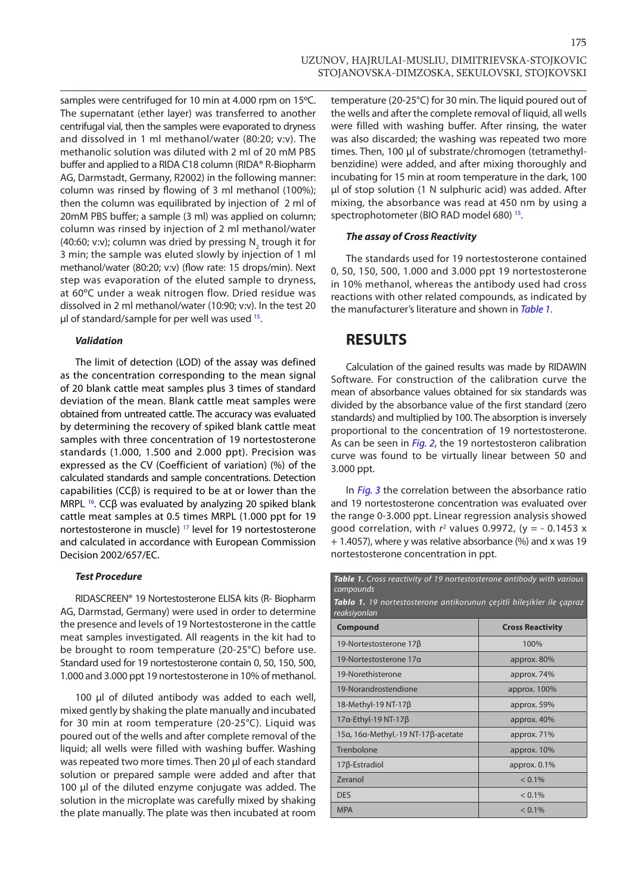samples were centrifuged for 10 min at 4.000 rpm on 15ºC. The supernatant (ether layer) was transferred to another centrifugal vial, then the samples were evaporated to dryness and dissolved in 1 ml methanol/water (80:20; v:v). The methanolic solution was diluted with 2 ml of 20 mM PBS buffer and applied to a RIDA C18 column (RIDA® R-Biopharm AG, Darmstadt, Germany, R2002) in the following manner: column was rinsed by flowing of 3 ml methanol (100%); then the column was equilibrated by injection of 2 ml of 20mM PBS buffer; a sample (3 ml) was applied on column; column was rinsed by injection of 2 ml methanol/water (40:60; v:v); column was dried by pressing $N_2$ trough it for 3 min; the sample was eluted slowly by injection of 1 ml methanol/water (80:20; v:v) (flow rate: 15 drops/min). Next step was evaporation of the eluted sample to dryness, at 60ºC under a weak nitrogen flow. Dried residue was dissolved in 2 ml methanol/water (10:90; v:v). In the test 20 µl of standard/sample for per well was used [15].

### Validation

The limit of detection (LOD) of the assay was defined as the concentration corresponding to the mean signal of 20 blank cattle meat samples plus 3 times of standard deviation of the mean. Blank cattle meat samples were obtained from untreated cattle. The accuracy was evaluated by determining the recovery of spiked blank cattle meat samples with three concentration of 19 nortestosterone standards (1.000, 1.500 and 2.000 ppt). Precision was expressed as the CV (Coefficient of variation) (%) of the calculated standards and sample concentrations. Detection capabilities (CCβ) is required to be at or lower than the MRPL [16]. CCβ was evaluated by analyzing 20 spiked blank cattle meat samples at 0.5 times MRPL (1.000 ppt for 19 nortestosterone in muscle) [17] level for 19 nortestosterone and calculated in accordance with European Commission Decision 2002/657/EC.

### Test Procedure

RIDASCREEN® 19 Nortestosterone ELISA kits (R- Biopharm AG, Darmstad, Germany) were used in order to determine the presence and levels of 19 Nortestosterone in the cattle meat samples investigated. All reagents in the kit had to be brought to room temperature (20-25°C) before use. Standard used for 19 nortestosterone contain 0, 50, 150, 500, 1.000 and 3.000 ppt 19 nortestosterone in 10% of methanol.

100 µl of diluted antibody was added to each well, mixed gently by shaking the plate manually and incubated for 30 min at room temperature (20-25°C). Liquid was poured out of the wells and after complete removal of the liquid; all wells were filled with washing buffer. Washing was repeated two more times. Then 20 µl of each standard solution or prepared sample were added and after that 100 µl of the diluted enzyme conjugate was added. The solution in the microplate was carefully mixed by shaking the plate manually. The plate was then incubated at room temperature (20-25°C) for 30 min. The liquid poured out of the wells and after the complete removal of liquid, all wells were filled with washing buffer. After rinsing, the water was also discarded; the washing was repeated two more times. Then, 100 µl of substrate/chromogen (tetramethyl-benzidine) were added, and after mixing thoroughly and incubating for 15 min at room temperature in the dark, 100 µl of stop solution (1 N sulphuric acid) was added. After mixing, the absorbance was read at 450 nm by using a spectrophotometer (BIO RAD model 680) [15].

### The assay of Cross Reactivity

The standards used for 19 nortestosterone contained 0, 50, 150, 500, 1.000 and 3.000 ppt 19 nortestosterone in 10% methanol, whereas the antibody used had cross reactions with other related compounds, as indicated by the manufacturer's literature and shown in *Table 1*.

## RESULTS

Calculation of the gained results was made by RIDAWIN Software. For construction of the calibration curve the mean of absorbance values obtained for six standards was divided by the absorbance value of the first standard (zero standards) and multiplied by 100. The absorption is inversely proportional to the concentration of 19 nortestosterone. As can be seen in *Fig. 2*, the 19 nortestosteron calibration curve was found to be virtually linear between 50 and 3.000 ppt.

In *Fig. 3* the correlation between the absorbance ratio and 19 nortestosterone concentration was evaluated over the range 0-3.000 ppt. Linear regression analysis showed good correlation, with $r^2$ values 0.9972, (y = - 0.1453 x + 1.4057), where y was relative absorbance (%) and x was 19 nortestosterone concentration in ppt.

***Table 1.*** *Cross reactivity of 19 nortestosterone antibody with various compounds*

***Tablo 1.*** *19 nortestosterone antikorunun çeşitli bileşikler ile çapraz reaksiyonları*

| Compound | Cross Reactivity |
|---|---|
| 19-Nortestosterone 17β | 100% |
| 19-Nortestosterone 17α | approx. 80% |
| 19-Norethisterone | approx. 74% |
| 19-Norandrostendione | approx. 100% |
| 18-Methyl-19 NT-17β | approx. 59% |
| 17α-Ethyl-19 NT-17β | approx. 40% |
| 15α, 16α-Methyl.-19 NT-17β-acetate | approx. 71% |
| Trenbolone | approx. 10% |
| 17β-Estradiol | approx. 0.1% |
| Zeranol | < 0.1% |
| DES | < 0.1% |
| MPA | < 0.1% |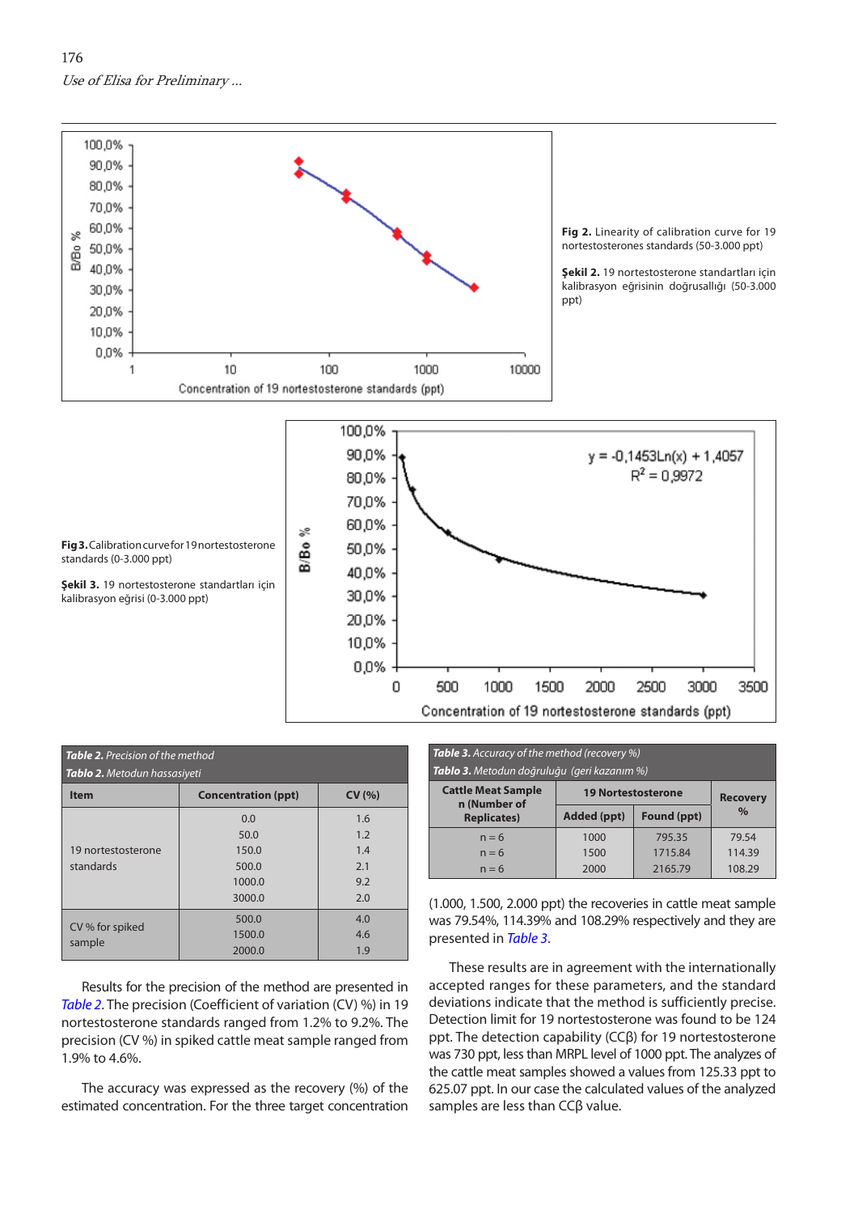**Fig 2.** Linearity of calibration curve for 19 nortestosterones standards (50-3.000 ppt)

**Şekil 2.** 19 nortestosterone standartları için kalibrasyon eğrisinin doğrusallığı (50-3.000 ppt)

**Fig 3.** Calibration curve for 19 nortestosterone standards (0-3.000 ppt)

**Şekil 3.** 19 nortestosterone standartları için kalibrasyon eğrisi (0-3.000 ppt)

***Table 2.** Precision of the method*

***Tablo 2.** Metodun hassasiyeti*

| Item | Concentration (ppt) | CV (%) |
|---|---|---|
| 19 nortestosterone standards | 0.0 | 1.6 |
| | 50.0 | 1.2 |
| | 150.0 | 1.4 |
| | 500.0 | 2.1 |
| | 1000.0 | 9.2 |
| | 3000.0 | 2.0 |
| CV % for spiked sample | 500.0 | 4.0 |
| | 1500.0 | 4.6 |
| | 2000.0 | 1.9 |

Results for the precision of the method are presented in *Table 2*. The precision (Coefficient of variation (CV) %) in 19 nortestosterone standards ranged from 1.2% to 9.2%. The precision (CV %) in spiked cattle meat sample ranged from 1.9% to 4.6%.

The accuracy was expressed as the recovery (%) of the estimated concentration. For the three target concentration (1.000, 1.500, 2.000 ppt) the recoveries in cattle meat sample was 79.54%, 114.39% and 108.29% respectively and they are presented in *Table 3*.

***Table 3.** Accuracy of the method (recovery %)*

***Tablo 3.** Metodun doğruluğu (geri kazanım %)*

| Cattle Meat Sample n (Number of Replicates) | 19 Nortestosterone | | Recovery % |
|---|---|---|---|
| | Added (ppt) | Found (ppt) | |
| n = 6 | 1000 | 795.35 | 79.54 |
| n = 6 | 1500 | 1715.84 | 114.39 |
| n = 6 | 2000 | 2165.79 | 108.29 |

These results are in agreement with the internationally accepted ranges for these parameters, and the standard deviations indicate that the method is sufficiently precise. Detection limit for 19 nortestosterone was found to be 124 ppt. The detection capability (CCβ) for 19 nortestosterone was 730 ppt, less than MRPL level of 1000 ppt. The analyzes of the cattle meat samples showed a values from 125.33 ppt to 625.07 ppt. In our case the calculated values of the analyzed samples are less than CCβ value.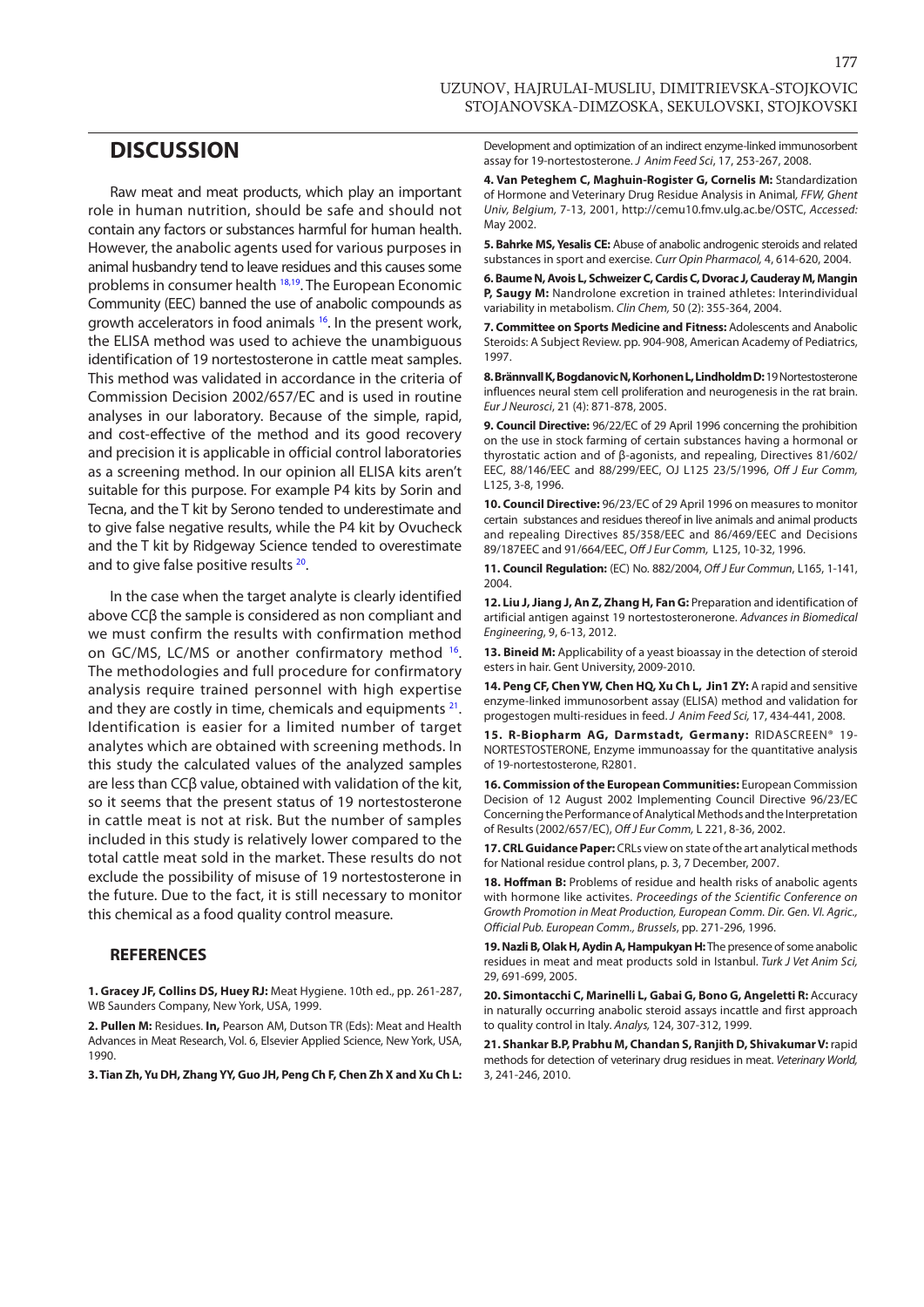## DISCUSSION

Raw meat and meat products, which play an important role in human nutrition, should be safe and should not contain any factors or substances harmful for human health. However, the anabolic agents used for various purposes in animal husbandry tend to leave residues and this causes some problems in consumer health [18,19]. The European Economic Community (EEC) banned the use of anabolic compounds as growth accelerators in food animals [16]. In the present work, the ELISA method was used to achieve the unambiguous identification of 19 nortestosterone in cattle meat samples. This method was validated in accordance in the criteria of Commission Decision 2002/657/EC and is used in routine analyses in our laboratory. Because of the simple, rapid, and cost-effective of the method and its good recovery and precision it is applicable in official control laboratories as a screening method. In our opinion all ELISA kits aren't suitable for this purpose. For example P4 kits by Sorin and Tecna, and the T kit by Serono tended to underestimate and to give false negative results, while the P4 kit by Ovucheck and the T kit by Ridgeway Science tended to overestimate and to give false positive results [20].

In the case when the target analyte is clearly identified above CCβ the sample is considered as non compliant and we must confirm the results with confirmation method on GC/MS, LC/MS or another confirmatory method [16]. The methodologies and full procedure for confirmatory analysis require trained personnel with high expertise and they are costly in time, chemicals and equipments [21]. Identification is easier for a limited number of target analytes which are obtained with screening methods. In this study the calculated values of the analyzed samples are less than CCβ value, obtained with validation of the kit, so it seems that the present status of 19 nortestosterone in cattle meat is not at risk. But the number of samples included in this study is relatively lower compared to the total cattle meat sold in the market. These results do not exclude the possibility of misuse of 19 nortestosterone in the future. Due to the fact, it is still necessary to monitor this chemical as a food quality control measure.

### REFERENCES

**1. Gracey JF, Collins DS, Huey RJ:** Meat Hygiene. 10th ed., pp. 261-287, WB Saunders Company, New York, USA, 1999.

**2. Pullen M:** Residues. **In,** Pearson AM, Dutson TR (Eds): Meat and Health Advances in Meat Research, Vol. 6, Elsevier Applied Science, New York, USA, 1990.

**3. Tian Zh, Yu DH, Zhang YY, Guo JH, Peng Ch F, Chen Zh X and Xu Ch L:** Development and optimization of an indirect enzyme-linked immunosorbent assay for 19-nortestosterone. *J Anim Feed Sci*, 17, 253-267, 2008.

**4. Van Peteghem C, Maghuin-Rogister G, Cornelis M:** Standardization of Hormone and Veterinary Drug Residue Analysis in Animal, *FFW, Ghent Univ, Belgium,* 7-13, 2001, http://cemu10.fmv.ulg.ac.be/OSTC, *Accessed:* May 2002.

**5. Bahrke MS, Yesalis CE:** Abuse of anabolic androgenic steroids and related substances in sport and exercise. *Curr Opin Pharmacol,* 4, 614-620, 2004.

**6. Baume N, Avois L, Schweizer C, Cardis C, Dvorac J, Cauderay M, Mangin P, Saugy M:** Nandrolone excretion in trained athletes: Interindividual variability in metabolism. *Clin Chem,* 50 (2): 355-364, 2004.

**7. Committee on Sports Medicine and Fitness:** Adolescents and Anabolic Steroids: A Subject Review. pp. 904-908, American Academy of Pediatrics, 1997.

**8. Brännvall K, Bogdanovic N, Korhonen L, Lindholdm D:** 19 Nortestosterone influences neural stem cell proliferation and neurogenesis in the rat brain. *Eur J Neurosci*, 21 (4): 871-878, 2005.

**9. Council Directive:** 96/22/EC of 29 April 1996 concerning the prohibition on the use in stock farming of certain substances having a hormonal or thyrostatic action and of β-agonists, and repealing, Directives 81/602/EEC, 88/146/EEC and 88/299/EEC, OJ L125 23/5/1996, *Off J Eur Comm,* L125, 3-8, 1996.

**10. Council Directive:** 96/23/EC of 29 April 1996 on measures to monitor certain substances and residues thereof in live animals and animal products and repealing Directives 85/358/EEC and 86/469/EEC and Decisions 89/187EEC and 91/664/EEC, *Off J Eur Comm,* L125, 10-32, 1996.

**11. Council Regulation:** (EC) No. 882/2004, *Off J Eur Commun*, L165, 1-141, 2004.

**12. Liu J, Jiang J, An Z, Zhang H, Fan G:** Preparation and identification of artificial antigen against 19 nortestosteronerone. *Advances in Biomedical Engineering*, 9, 6-13, 2012.

**13. Bineid M:** Applicability of a yeast bioassay in the detection of steroid esters in hair. Gent University, 2009-2010.

**14. Peng CF, Chen YW, Chen HQ, Xu Ch L, Jin1 ZY:** A rapid and sensitive enzyme-linked immunosorbent assay (ELISA) method and validation for progestogen multi-residues in feed. *J Anim Feed Sci,* 17, 434-441, 2008.

**15. R-Biopharm AG, Darmstadt, Germany:** RIDASCREEN® 19-NORTESTOSTERONE, Enzyme immunoassay for the quantitative analysis of 19-nortestosterone, R2801.

**16. Commission of the European Communities:** European Commission Decision of 12 August 2002 Implementing Council Directive 96/23/EC Concerning the Performance of Analytical Methods and the Interpretation of Results (2002/657/EC), *Off J Eur Comm,* L 221, 8-36, 2002.

**17. CRL Guidance Paper:** CRLs view on state of the art analytical methods for National residue control plans, p. 3, 7 December, 2007.

**18. Hoffman B:** Problems of residue and health risks of anabolic agents with hormone like activites. *Proceedings of the Scientific Conference on Growth Promotion in Meat Production, European Comm. Dir. Gen. VI. Agric., Official Pub. European Comm., Brussels*, pp. 271-296, 1996.

**19. Nazli B, Olak H, Aydin A, Hampukyan H:** The presence of some anabolic residues in meat and meat products sold in Istanbul. *Turk J Vet Anim Sci,* 29, 691-699, 2005.

**20. Simontacchi C, Marinelli L, Gabai G, Bono G, Angeletti R:** Accuracy in naturally occurring anabolic steroid assays incattle and first approach to quality control in Italy. *Analys,* 124, 307-312, 1999.

**21. Shankar B.P, Prabhu M, Chandan S, Ranjith D, Shivakumar V:** rapid methods for detection of veterinary drug residues in meat. *Veterinary World,* 3, 241-246, 2010.